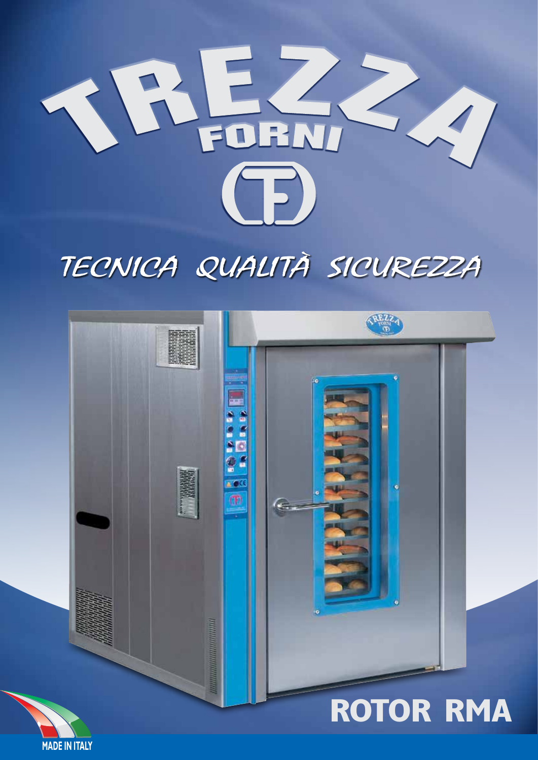# TREZZA FORNI

*TECNICA QUALITÀ SICUREZZA*

## ROTOR RMA

MADE IN ITALY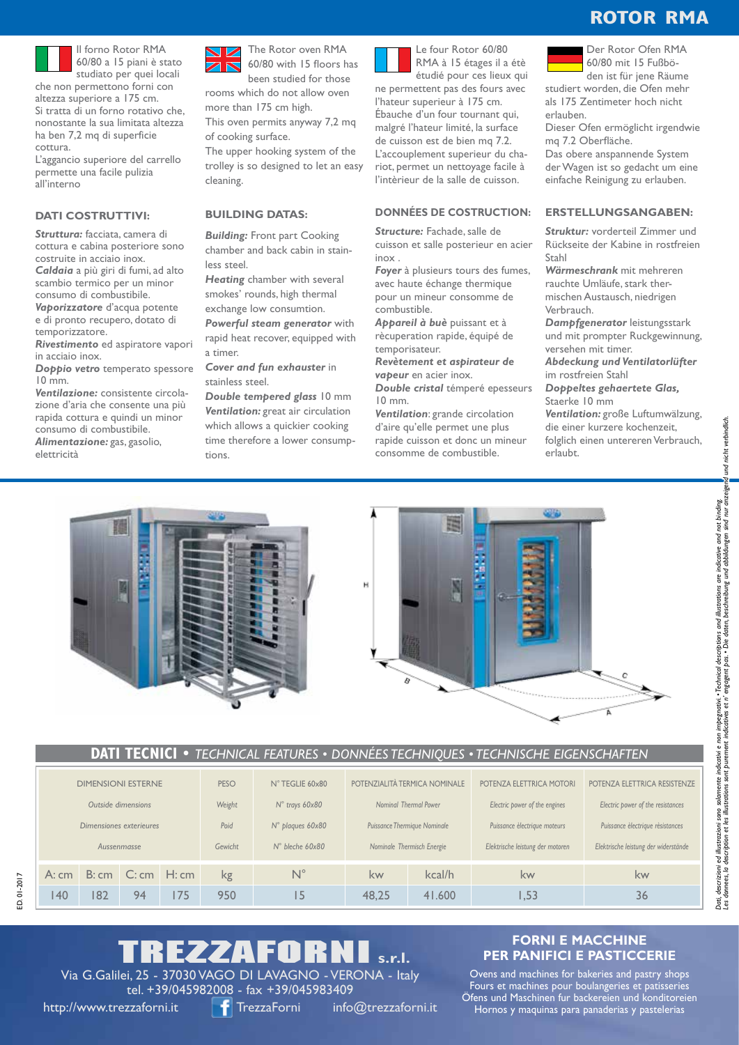# ROTOR RMA

Il forno Rotor RMA 60/80 a 15 piani è stato studiato per quei locali che non permettono forni con altezza superiore a 175 cm.
Si tratta di un forno rotativo che, nonostante la sua limitata altezza ha ben 7,2 mq di superficie cottura.
L'aggancio superiore del carrello permette una facile pulizia all'interno

### DATI COSTRUTTIVI:

***Struttura:*** facciata, camera di cottura e cabina posteriore sono costruite in acciaio inox.
***Caldaia*** a più giri di fumi, ad alto scambio termico per un minor consumo di combustibile.
***Vaporizzatore*** d'acqua potente e di pronto recupero, dotato di temporizzatore.
***Rivestimento*** ed aspiratore vapori in acciaio inox.
***Doppio vetro*** temperato spessore 10 mm.
***Ventilazione:*** consistente circolazione d'aria che consente una più rapida cottura e quindi un minor consumo di combustibile.
***Alimentazione:*** gas, gasolio, elettricità

The Rotor oven RMA 60/80 with 15 floors has been studied for those rooms which do not allow oven more than 175 cm high.
This oven permits anyway 7,2 mq of cooking surface.
The upper hooking system of the trolley is so designed to let an easy cleaning.

### BUILDING DATAS:

***Building:*** Front part Cooking chamber and back cabin in stainless steel.
***Heating*** chamber with several smokes' rounds, high thermal exchange low consumtion.
***Powerful steam generator*** with rapid heat recover, equipped with a timer.
***Cover and fun exhauster*** in stainless steel.
***Double tempered glass*** 10 mm
***Ventilation:*** great air circulation which allows a quickier cooking time therefore a lower consumptions.

Le four Rotor 60/80 RMA à 15 étages il a èté étudié pour ces lieux qui ne permettent pas des fours avec l'hateur superieur à 175 cm.
Ébauche d'un four tournant qui, malgré l'hateur limité, la surface de cuisson est de bien mq 7.2.
L'accouplement superieur du chariot, permet un nettoyage facile à l'intèrieur de la salle de cuisson.

### DONNÉES DE CONSTRUCTION:

***Structure:*** Fachade, salle de cuisson et salle posterieur en acier inox .
***Foyer*** à plusieurs tours des fumes, avec haute échange thermique pour un mineur consomme de combustible.
***Appareil à buè*** puissant et à rècuperation rapide, équipé de temporisateur.
***Revètement et aspirateur de vapeur*** en acier inox.
***Double cristal*** témperé epesseurs 10 mm.
***Ventilation***: grande circolation d'aire qu'elle permet une plus rapide cuisson et donc un mineur consomme de combustible.

Der Rotor Ofen RMA 60/80 mit 15 Fußböden ist für jene Räume studiert worden, die Ofen mehr als 175 Zentimeter hoch nicht erlauben.
Dieser Ofen ermöglicht irgendwie mq 7.2 Oberfläche.
Das obere anspannende System der Wagen ist so gedacht um eine einfache Reinigung zu erlauben.

### ERSTELLUNGSANGABEN:

***Struktur:*** vorderteil Zimmer und Rückseite der Kabine in rostfreien Stahl
***Wärmeschrank*** mit mehreren rauchte Umläufe, stark thermischen Austausch, niedrigen Verbrauch.
***Dampfgenerator*** leistungsstark und mit prompter Ruckgewinnung, versehen mit timer.
***Abdeckung und Ventilatorlüfter*** im rostfreien Stahl
***Doppeltes gehaertete Glas,*** Staerke 10 mm
***Ventilation:*** große Luftumwälzung, die einer kurzere kochenzeit, folglich einen untereren Verbrauch, erlaubt.

H
B
C
A

## DATI TECNICI • *TECHNICAL FEATURES • DONNÉES TECHNIQUES • TECHNISCHE EIGENSCHAFTEN*

| DIMENSIONI ESTERNE / *Outside dimensions* / *Dimensiones exterieures* / *Aussenmasse* | | | | PESO / *Weight* / *Poid* / *Gewicht* | N° TEGLIE 60x80 / *N° trays 60x80* / *N° plaques 60x80* / *N° bleche 60x80* | POTENZIALITÀ TERMICA NOMINALE / *Nominal Thermal Power* / *Puissance Thermique Nominale* / *Nominale Thermisch Energie* | | POTENZA ELETTRICA MOTORI / *Electric power of the engines* / *Puissance électrique moteurs* / *Elektrische leistung der motoren* | POTENZA ELETTRICA RESISTENZE / *Electric power of the resistances* / *Puissance électrique résistances* / *Elektrische leistung der widerstände* |
|---|---|---|---|---|---|---|---|---|---|
| A: cm | B: cm | C: cm | H: cm | kg | N° | kw | kcal/h | kw | kw |
| 140 | 182 | 94 | 175 | 950 | 15 | 48,25 | 41.600 | 1,53 | 36 |

ED. 01-2017

*Dati, descrizioni ed illustrazioni sono solamente indicativi e non impegnativi. • Technical descriptions and illustrations are indicative and not binding. Les donnees, la description et les illustrations sont purement indicatives et n' engagent pas. • Die daten, beschreibung und abbildungen sind nur anzeigend und nicht verbindlich.*

**TREZZAFORNI s.r.l.**
Via G.Galilei, 25 - 37030 VAGO DI LAVAGNO - VERONA - Italy
tel. +39/045982008 - fax +39/045983409
http://www.trezzaforni.it TrezzaForni info@trezzaforni.it

**FORNI E MACCHINE PER PANIFICI E PASTICCERIE**
Ovens and machines for bakeries and pastry shops
Fours et machines pour boulangeries et patisseries
Öfens und Maschinen fur backereien und konditoreien
Hornos y maquinas para panaderias y pastelerias